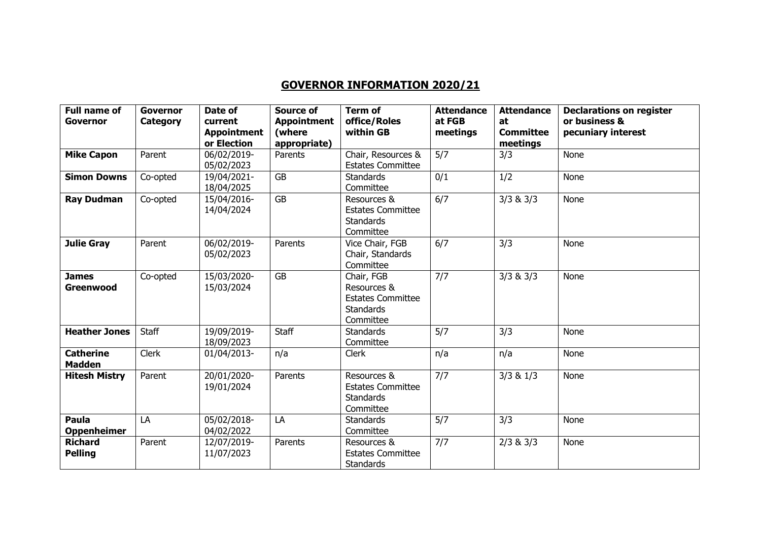# GOVERNOR INFORMATION 2020/21

| Full name of Governor | Governor Category | Date of current Appointment or Election | Source of Appointment (where appropriate) | Term of office/Roles within GB | Attendance at FGB meetings | Attendance at Committee meetings | Declarations on register or business & pecuniary interest |
|---|---|---|---|---|---|---|---|
| **Mike Capon** | Parent | 06/02/2019-05/02/2023 | Parents | Chair, Resources & Estates Committee | 5/7 | 3/3 | None |
| **Simon Downs** | Co-opted | 19/04/2021-18/04/2025 | GB | Standards Committee | 0/1 | 1/2 | None |
| **Ray Dudman** | Co-opted | 15/04/2016-14/04/2024 | GB | Resources & Estates Committee Standards Committee | 6/7 | 3/3 & 3/3 | None |
| **Julie Gray** | Parent | 06/02/2019-05/02/2023 | Parents | Vice Chair, FGB Chair, Standards Committee | 6/7 | 3/3 | None |
| **James Greenwood** | Co-opted | 15/03/2020-15/03/2024 | GB | Chair, FGB Resources & Estates Committee Standards Committee | 7/7 | 3/3 & 3/3 | None |
| **Heather Jones** | Staff | 19/09/2019-18/09/2023 | Staff | Standards Committee | 5/7 | 3/3 | None |
| **Catherine Madden** | Clerk | 01/04/2013- | n/a | Clerk | n/a | n/a | None |
| **Hitesh Mistry** | Parent | 20/01/2020-19/01/2024 | Parents | Resources & Estates Committee Standards Committee | 7/7 | 3/3 & 1/3 | None |
| **Paula Oppenheimer** | LA | 05/02/2018-04/02/2022 | LA | Standards Committee | 5/7 | 3/3 | None |
| **Richard Pelling** | Parent | 12/07/2019-11/07/2023 | Parents | Resources & Estates Committee Standards | 7/7 | 2/3 & 3/3 | None |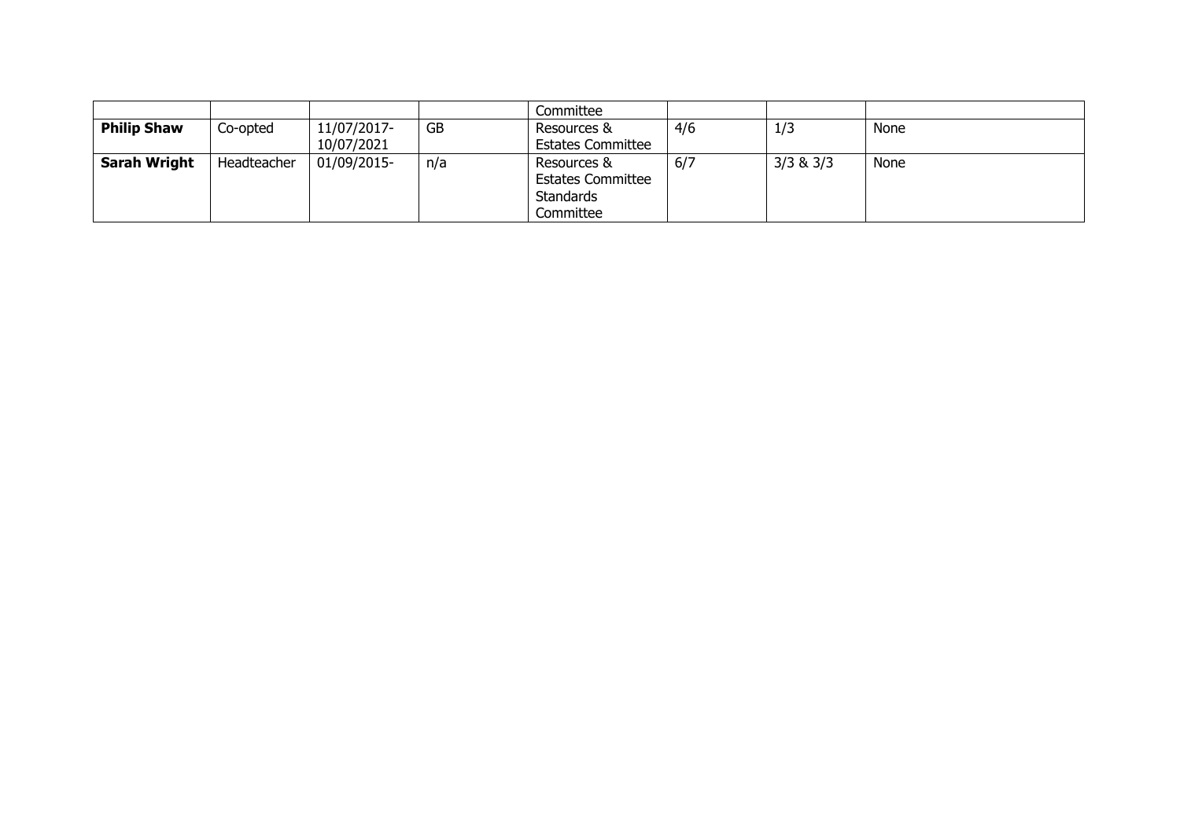| | | | | | | | |
|---|---|---|---|---|---|---|---|
| | | | | Committee | | | |
| **Philip Shaw** | Co-opted | 11/07/2017-10/07/2021 | GB | Resources & Estates Committee | 4/6 | 1/3 | None |
| **Sarah Wright** | Headteacher | 01/09/2015- | n/a | Resources & Estates Committee Standards Committee | 6/7 | 3/3 & 3/3 | None |